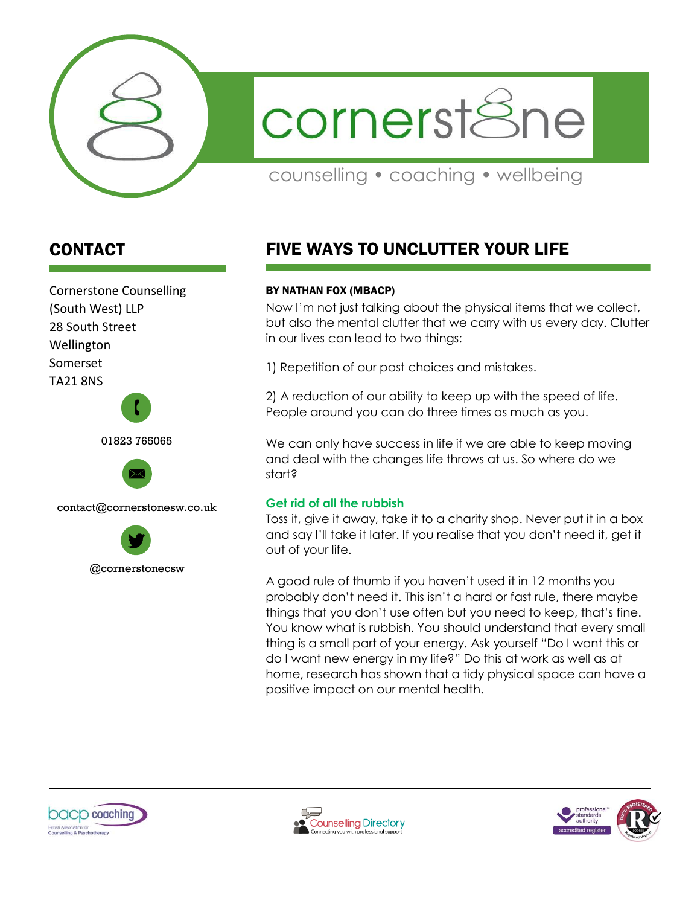# cornerstone

counselling • coaching • wellbeing

## CONTACT

Cornerstone Counselling (South West) LLP
28 South Street
Wellington
Somerset
TA21 8NS

01823 765065

contact@cornerstonesw.co.uk

@cornerstonecsw

## FIVE WAYS TO UNCLUTTER YOUR LIFE

**BY NATHAN FOX (MBACP)**

Now I'm not just talking about the physical items that we collect, but also the mental clutter that we carry with us every day. Clutter in our lives can lead to two things:

1) Repetition of our past choices and mistakes.

2) A reduction of our ability to keep up with the speed of life. People around you can do three times as much as you.

We can only have success in life if we are able to keep moving and deal with the changes life throws at us. So where do we start?

### Get rid of all the rubbish

Toss it, give it away, take it to a charity shop. Never put it in a box and say I'll take it later. If you realise that you don't need it, get it out of your life.

A good rule of thumb if you haven't used it in 12 months you probably don't need it. This isn't a hard or fast rule, there maybe things that you don't use often but you need to keep, that's fine. You know what is rubbish. You should understand that every small thing is a small part of your energy. Ask yourself "Do I want this or do I want new energy in my life?" Do this at work as well as at home, research has shown that a tidy physical space can have a positive impact on our mental health.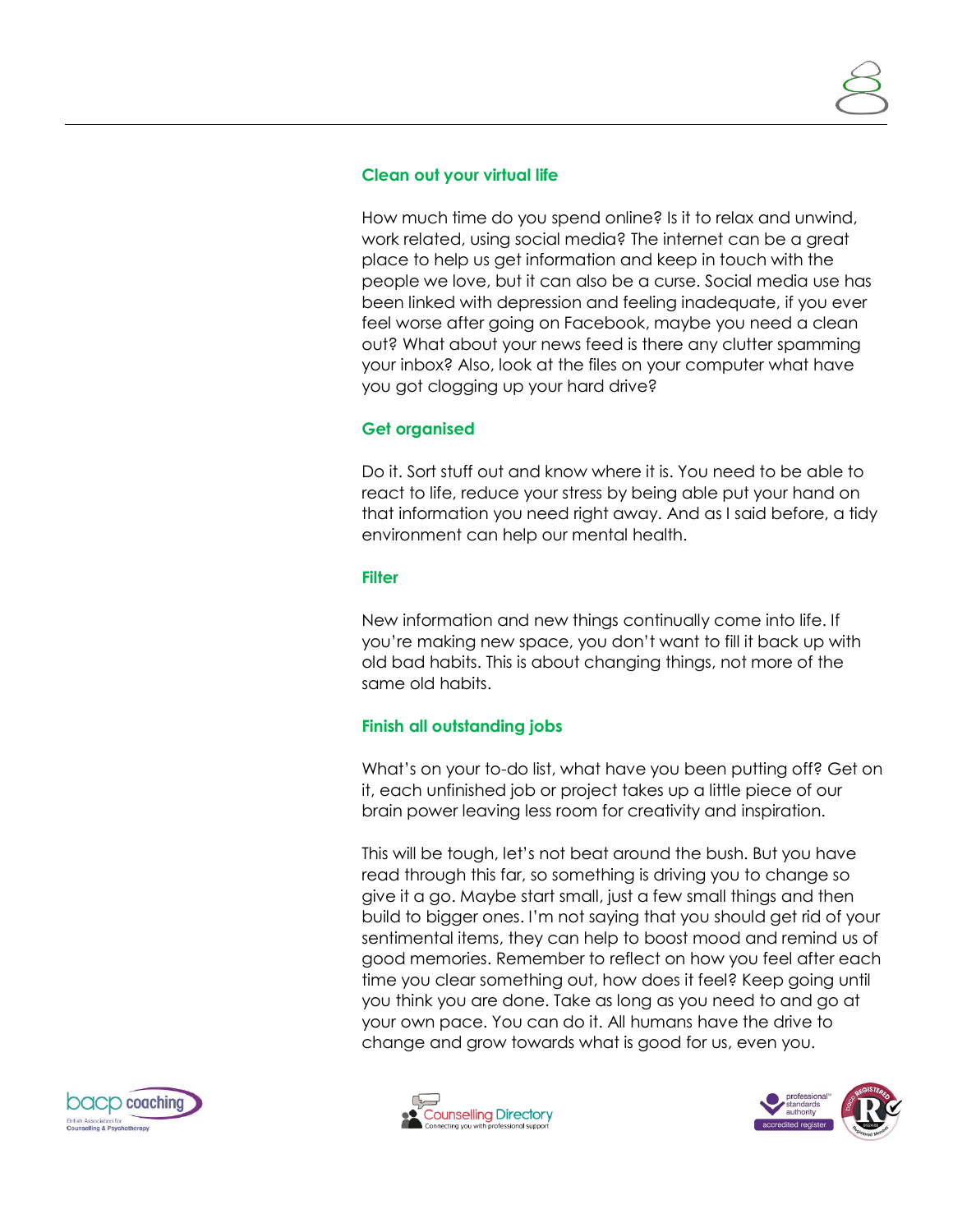### Clean out your virtual life

How much time do you spend online? Is it to relax and unwind, work related, using social media? The internet can be a great place to help us get information and keep in touch with the people we love, but it can also be a curse. Social media use has been linked with depression and feeling inadequate, if you ever feel worse after going on Facebook, maybe you need a clean out? What about your news feed is there any clutter spamming your inbox? Also, look at the files on your computer what have you got clogging up your hard drive?

### Get organised

Do it. Sort stuff out and know where it is. You need to be able to react to life, reduce your stress by being able put your hand on that information you need right away. And as I said before, a tidy environment can help our mental health.

### Filter

New information and new things continually come into life. If you're making new space, you don't want to fill it back up with old bad habits. This is about changing things, not more of the same old habits.

### Finish all outstanding jobs

What's on your to-do list, what have you been putting off? Get on it, each unfinished job or project takes up a little piece of our brain power leaving less room for creativity and inspiration.

This will be tough, let's not beat around the bush. But you have read through this far, so something is driving you to change so give it a go. Maybe start small, just a few small things and then build to bigger ones. I'm not saying that you should get rid of your sentimental items, they can help to boost mood and remind us of good memories. Remember to reflect on how you feel after each time you clear something out, how does it feel? Keep going until you think you are done. Take as long as you need to and go at your own pace. You can do it. All humans have the drive to change and grow towards what is good for us, even you.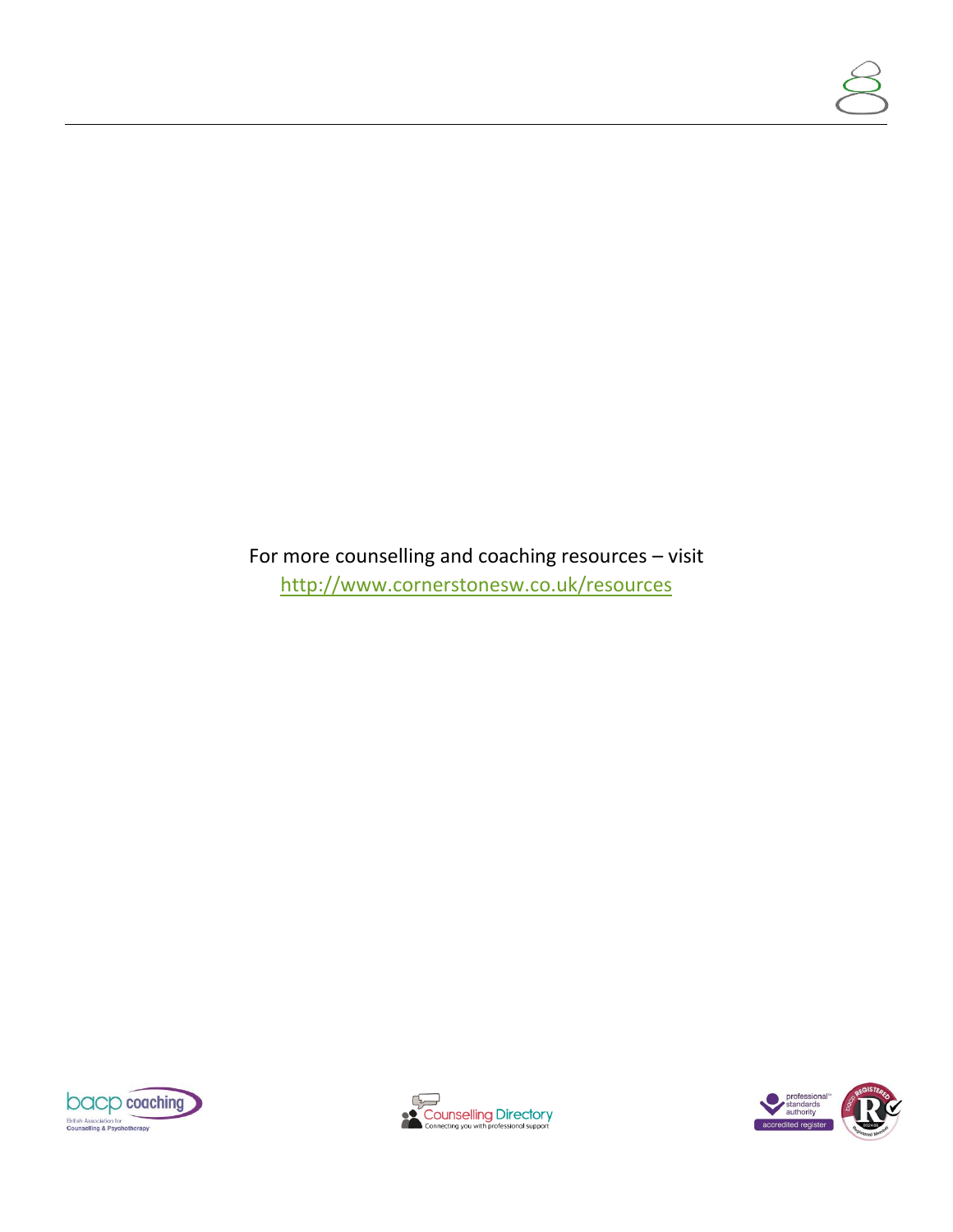For more counselling and coaching resources – visit
http://www.cornerstonesw.co.uk/resources